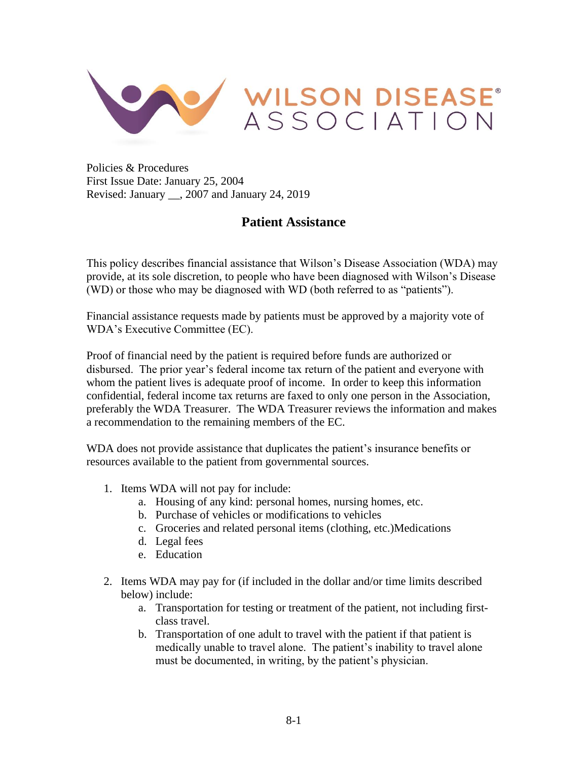WILSON DISEASE® ASSOCIATION

Policies & Procedures
First Issue Date: January 25, 2004
Revised: January __, 2007 and January 24, 2019

## Patient Assistance

This policy describes financial assistance that Wilson's Disease Association (WDA) may provide, at its sole discretion, to people who have been diagnosed with Wilson's Disease (WD) or those who may be diagnosed with WD (both referred to as "patients").

Financial assistance requests made by patients must be approved by a majority vote of WDA's Executive Committee (EC).

Proof of financial need by the patient is required before funds are authorized or disbursed. The prior year's federal income tax return of the patient and everyone with whom the patient lives is adequate proof of income. In order to keep this information confidential, federal income tax returns are faxed to only one person in the Association, preferably the WDA Treasurer. The WDA Treasurer reviews the information and makes a recommendation to the remaining members of the EC.

WDA does not provide assistance that duplicates the patient's insurance benefits or resources available to the patient from governmental sources.

1. Items WDA will not pay for include:
    a. Housing of any kind: personal homes, nursing homes, etc.
    b. Purchase of vehicles or modifications to vehicles
    c. Groceries and related personal items (clothing, etc.)Medications
    d. Legal fees
    e. Education

2. Items WDA may pay for (if included in the dollar and/or time limits described below) include:
    a. Transportation for testing or treatment of the patient, not including first-class travel.
    b. Transportation of one adult to travel with the patient if that patient is medically unable to travel alone. The patient's inability to travel alone must be documented, in writing, by the patient's physician.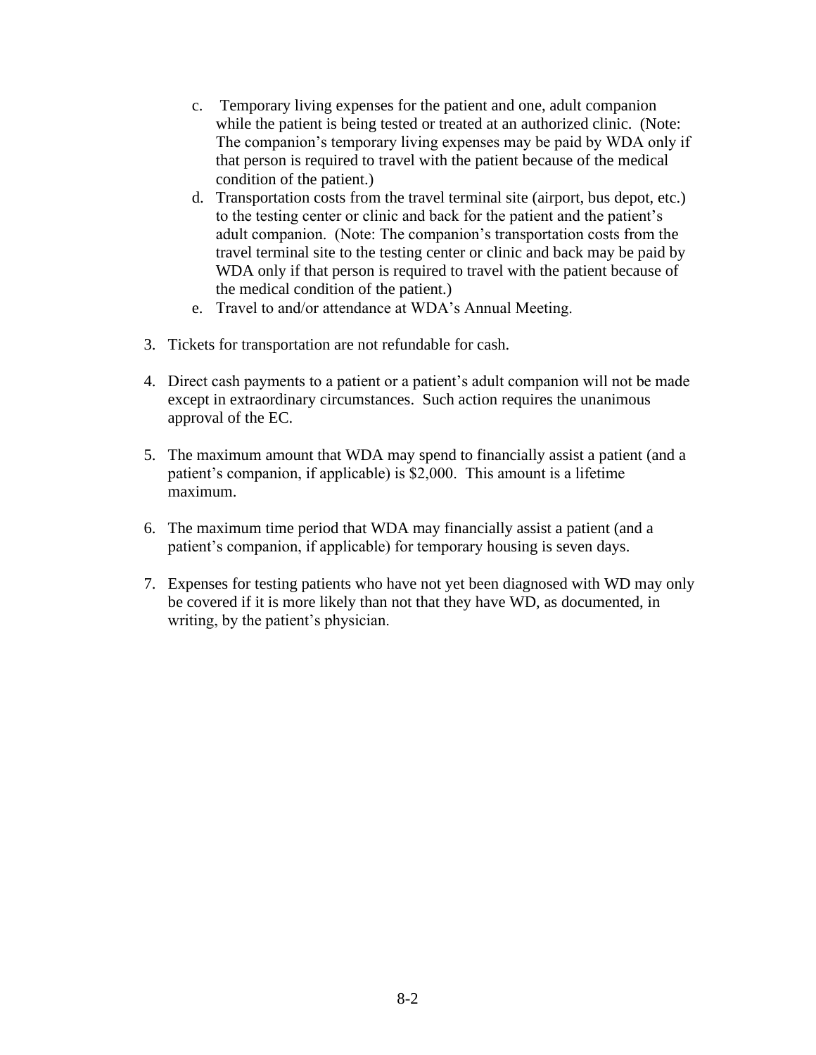c. Temporary living expenses for the patient and one, adult companion while the patient is being tested or treated at an authorized clinic. (Note: The companion's temporary living expenses may be paid by WDA only if that person is required to travel with the patient because of the medical condition of the patient.)

d. Transportation costs from the travel terminal site (airport, bus depot, etc.) to the testing center or clinic and back for the patient and the patient's adult companion. (Note: The companion's transportation costs from the travel terminal site to the testing center or clinic and back may be paid by WDA only if that person is required to travel with the patient because of the medical condition of the patient.)

e. Travel to and/or attendance at WDA's Annual Meeting.

3. Tickets for transportation are not refundable for cash.

4. Direct cash payments to a patient or a patient's adult companion will not be made except in extraordinary circumstances. Such action requires the unanimous approval of the EC.

5. The maximum amount that WDA may spend to financially assist a patient (and a patient's companion, if applicable) is $2,000. This amount is a lifetime maximum.

6. The maximum time period that WDA may financially assist a patient (and a patient's companion, if applicable) for temporary housing is seven days.

7. Expenses for testing patients who have not yet been diagnosed with WD may only be covered if it is more likely than not that they have WD, as documented, in writing, by the patient's physician.